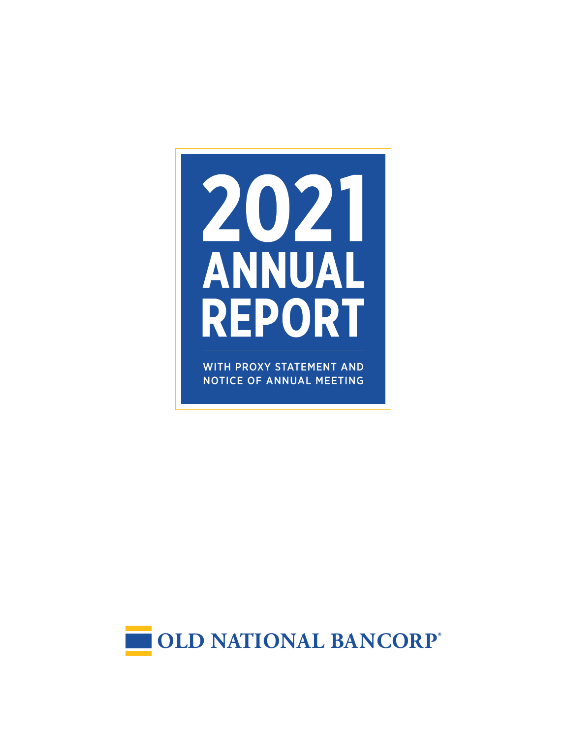# 2021 ANNUAL REPORT

WITH PROXY STATEMENT AND NOTICE OF ANNUAL MEETING

OLD NATIONAL BANCORP®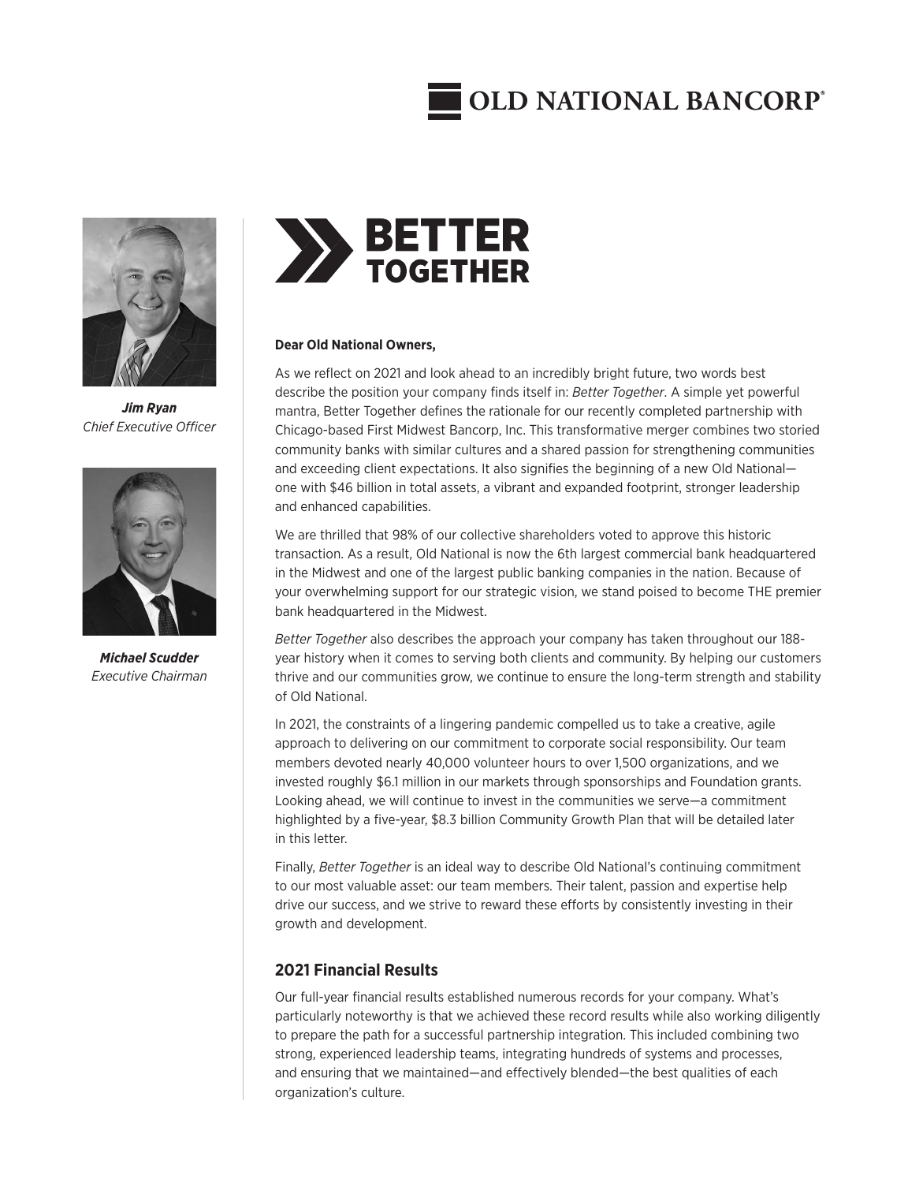# OLD NATIONAL BANCORP

***Jim Ryan***
*Chief Executive Officer*

***Michael Scudder***
*Executive Chairman*

# BETTER TOGETHER

**Dear Old National Owners,**

As we reflect on 2021 and look ahead to an incredibly bright future, two words best describe the position your company finds itself in: *Better Together*. A simple yet powerful mantra, Better Together defines the rationale for our recently completed partnership with Chicago-based First Midwest Bancorp, Inc. This transformative merger combines two storied community banks with similar cultures and a shared passion for strengthening communities and exceeding client expectations. It also signifies the beginning of a new Old National—one with $46 billion in total assets, a vibrant and expanded footprint, stronger leadership and enhanced capabilities.

We are thrilled that 98% of our collective shareholders voted to approve this historic transaction. As a result, Old National is now the 6th largest commercial bank headquartered in the Midwest and one of the largest public banking companies in the nation. Because of your overwhelming support for our strategic vision, we stand poised to become THE premier bank headquartered in the Midwest.

*Better Together* also describes the approach your company has taken throughout our 188-year history when it comes to serving both clients and community. By helping our customers thrive and our communities grow, we continue to ensure the long-term strength and stability of Old National.

In 2021, the constraints of a lingering pandemic compelled us to take a creative, agile approach to delivering on our commitment to corporate social responsibility. Our team members devoted nearly 40,000 volunteer hours to over 1,500 organizations, and we invested roughly $6.1 million in our markets through sponsorships and Foundation grants. Looking ahead, we will continue to invest in the communities we serve—a commitment highlighted by a five-year, $8.3 billion Community Growth Plan that will be detailed later in this letter.

Finally, *Better Together* is an ideal way to describe Old National's continuing commitment to our most valuable asset: our team members. Their talent, passion and expertise help drive our success, and we strive to reward these efforts by consistently investing in their growth and development.

## 2021 Financial Results

Our full-year financial results established numerous records for your company. What's particularly noteworthy is that we achieved these record results while also working diligently to prepare the path for a successful partnership integration. This included combining two strong, experienced leadership teams, integrating hundreds of systems and processes, and ensuring that we maintained—and effectively blended—the best qualities of each organization's culture.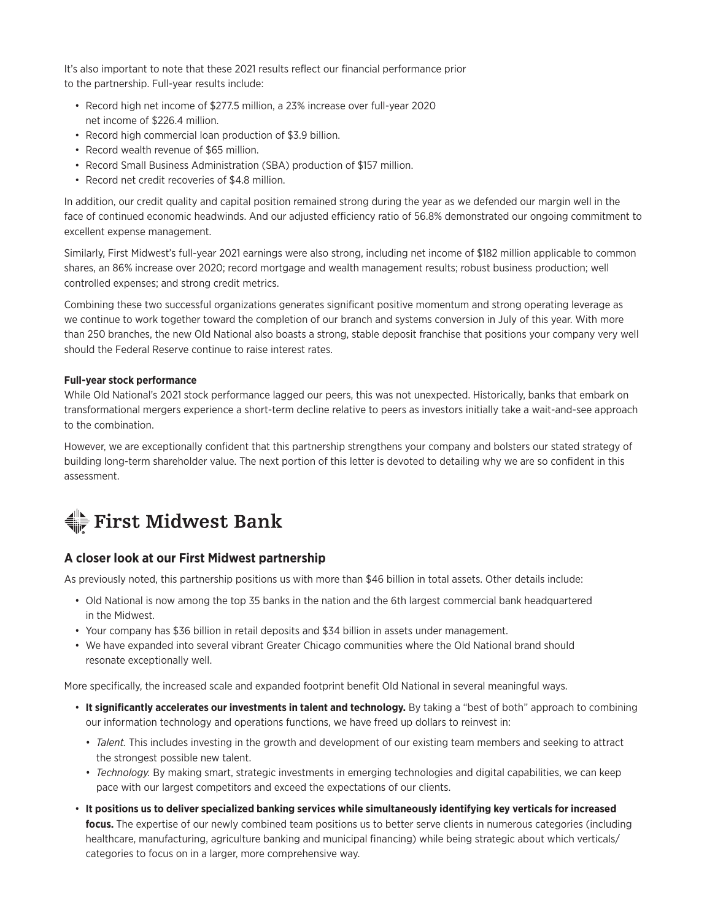It's also important to note that these 2021 results reflect our financial performance prior to the partnership. Full-year results include:

- Record high net income of $277.5 million, a 23% increase over full-year 2020 net income of $226.4 million.
- Record high commercial loan production of $3.9 billion.
- Record wealth revenue of $65 million.
- Record Small Business Administration (SBA) production of $157 million.
- Record net credit recoveries of $4.8 million.

In addition, our credit quality and capital position remained strong during the year as we defended our margin well in the face of continued economic headwinds. And our adjusted efficiency ratio of 56.8% demonstrated our ongoing commitment to excellent expense management.

Similarly, First Midwest's full-year 2021 earnings were also strong, including net income of $182 million applicable to common shares, an 86% increase over 2020; record mortgage and wealth management results; robust business production; well controlled expenses; and strong credit metrics.

Combining these two successful organizations generates significant positive momentum and strong operating leverage as we continue to work together toward the completion of our branch and systems conversion in July of this year. With more than 250 branches, the new Old National also boasts a strong, stable deposit franchise that positions your company very well should the Federal Reserve continue to raise interest rates.

**Full-year stock performance**

While Old National's 2021 stock performance lagged our peers, this was not unexpected. Historically, banks that embark on transformational mergers experience a short-term decline relative to peers as investors initially take a wait-and-see approach to the combination.

However, we are exceptionally confident that this partnership strengthens your company and bolsters our stated strategy of building long-term shareholder value. The next portion of this letter is devoted to detailing why we are so confident in this assessment.

First Midwest Bank

## A closer look at our First Midwest partnership

As previously noted, this partnership positions us with more than $46 billion in total assets. Other details include:

- Old National is now among the top 35 banks in the nation and the 6th largest commercial bank headquartered in the Midwest.
- Your company has $36 billion in retail deposits and $34 billion in assets under management.
- We have expanded into several vibrant Greater Chicago communities where the Old National brand should resonate exceptionally well.

More specifically, the increased scale and expanded footprint benefit Old National in several meaningful ways.

- **It significantly accelerates our investments in talent and technology.** By taking a "best of both" approach to combining our information technology and operations functions, we have freed up dollars to reinvest in:
  - *Talent.* This includes investing in the growth and development of our existing team members and seeking to attract the strongest possible new talent.
  - *Technology.* By making smart, strategic investments in emerging technologies and digital capabilities, we can keep pace with our largest competitors and exceed the expectations of our clients.
- **It positions us to deliver specialized banking services while simultaneously identifying key verticals for increased focus.** The expertise of our newly combined team positions us to better serve clients in numerous categories (including healthcare, manufacturing, agriculture banking and municipal financing) while being strategic about which verticals/categories to focus on in a larger, more comprehensive way.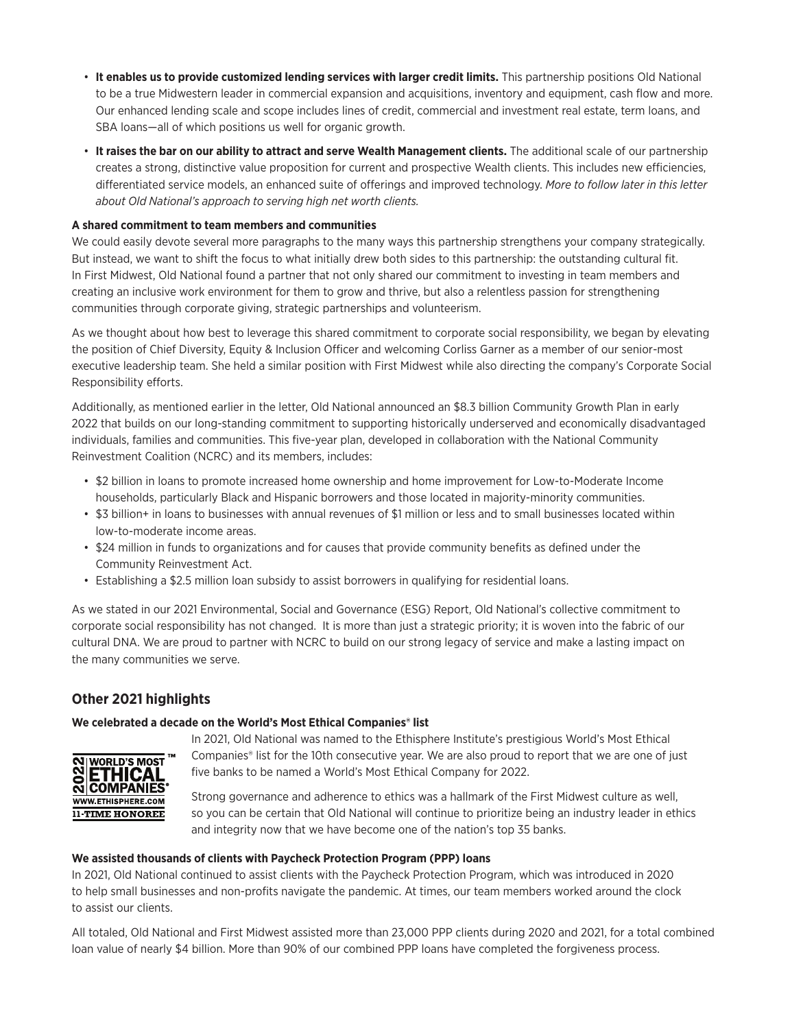- **It enables us to provide customized lending services with larger credit limits.** This partnership positions Old National to be a true Midwestern leader in commercial expansion and acquisitions, inventory and equipment, cash flow and more. Our enhanced lending scale and scope includes lines of credit, commercial and investment real estate, term loans, and SBA loans—all of which positions us well for organic growth.
- **It raises the bar on our ability to attract and serve Wealth Management clients.** The additional scale of our partnership creates a strong, distinctive value proposition for current and prospective Wealth clients. This includes new efficiencies, differentiated service models, an enhanced suite of offerings and improved technology. *More to follow later in this letter about Old National's approach to serving high net worth clients.*

**A shared commitment to team members and communities**

We could easily devote several more paragraphs to the many ways this partnership strengthens your company strategically. But instead, we want to shift the focus to what initially drew both sides to this partnership: the outstanding cultural fit. In First Midwest, Old National found a partner that not only shared our commitment to investing in team members and creating an inclusive work environment for them to grow and thrive, but also a relentless passion for strengthening communities through corporate giving, strategic partnerships and volunteerism.

As we thought about how best to leverage this shared commitment to corporate social responsibility, we began by elevating the position of Chief Diversity, Equity & Inclusion Officer and welcoming Corliss Garner as a member of our senior-most executive leadership team. She held a similar position with First Midwest while also directing the company's Corporate Social Responsibility efforts.

Additionally, as mentioned earlier in the letter, Old National announced an $8.3 billion Community Growth Plan in early 2022 that builds on our long-standing commitment to supporting historically underserved and economically disadvantaged individuals, families and communities. This five-year plan, developed in collaboration with the National Community Reinvestment Coalition (NCRC) and its members, includes:

- $2 billion in loans to promote increased home ownership and home improvement for Low-to-Moderate Income households, particularly Black and Hispanic borrowers and those located in majority-minority communities.
- $3 billion+ in loans to businesses with annual revenues of $1 million or less and to small businesses located within low-to-moderate income areas.
- $24 million in funds to organizations and for causes that provide community benefits as defined under the Community Reinvestment Act.
- Establishing a $2.5 million loan subsidy to assist borrowers in qualifying for residential loans.

As we stated in our 2021 Environmental, Social and Governance (ESG) Report, Old National's collective commitment to corporate social responsibility has not changed. It is more than just a strategic priority; it is woven into the fabric of our cultural DNA. We are proud to partner with NCRC to build on our strong legacy of service and make a lasting impact on the many communities we serve.

## Other 2021 highlights

**We celebrated a decade on the World's Most Ethical Companies® list**

2022 WORLD'S MOST ETHICAL COMPANIES® WWW.ETHISPHERE.COM 11·TIME HONOREE

In 2021, Old National was named to the Ethisphere Institute's prestigious World's Most Ethical Companies® list for the 10th consecutive year. We are also proud to report that we are one of just five banks to be named a World's Most Ethical Company for 2022.

Strong governance and adherence to ethics was a hallmark of the First Midwest culture as well, so you can be certain that Old National will continue to prioritize being an industry leader in ethics and integrity now that we have become one of the nation's top 35 banks.

**We assisted thousands of clients with Paycheck Protection Program (PPP) loans**

In 2021, Old National continued to assist clients with the Paycheck Protection Program, which was introduced in 2020 to help small businesses and non-profits navigate the pandemic. At times, our team members worked around the clock to assist our clients.

All totaled, Old National and First Midwest assisted more than 23,000 PPP clients during 2020 and 2021, for a total combined loan value of nearly $4 billion. More than 90% of our combined PPP loans have completed the forgiveness process.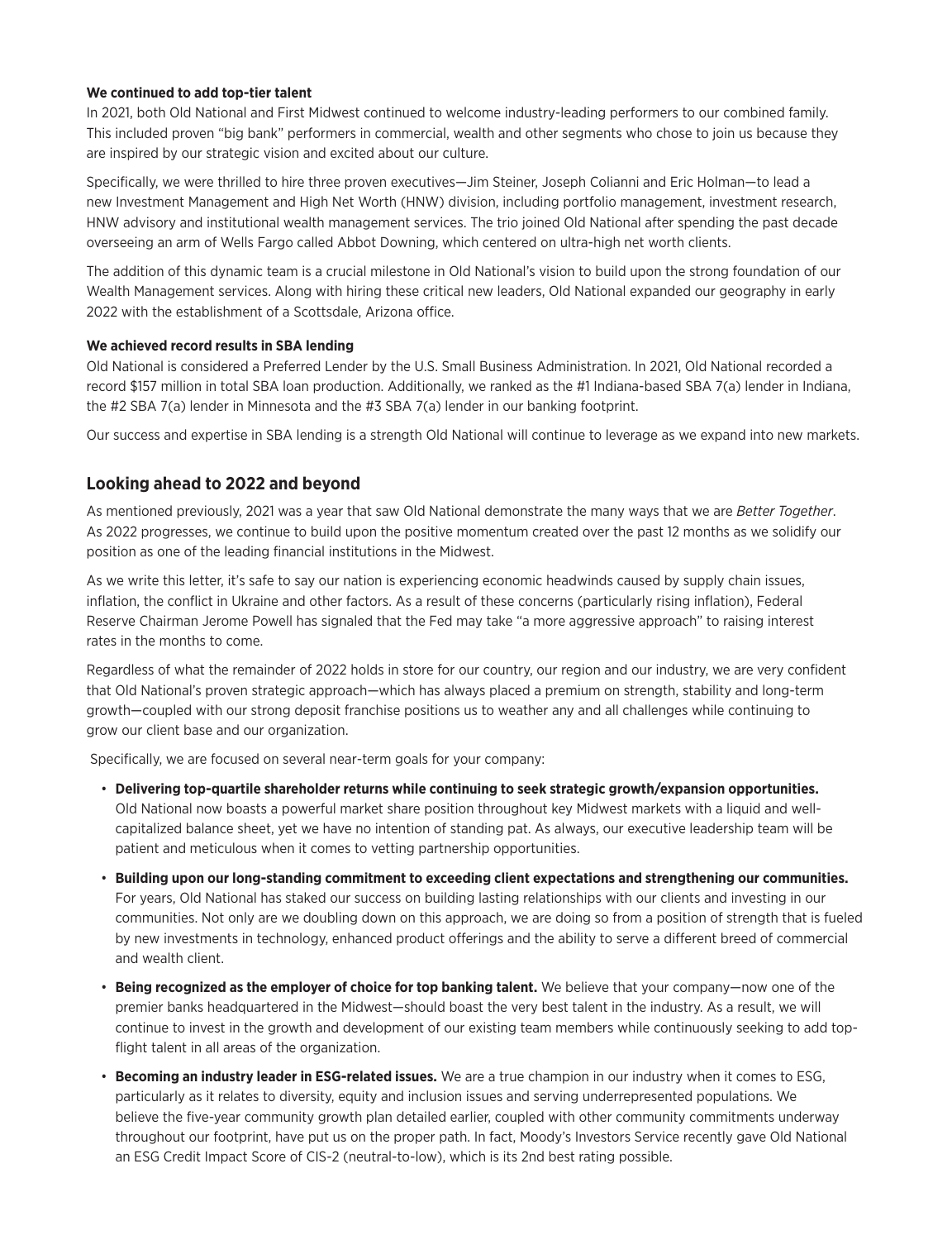**We continued to add top-tier talent**

In 2021, both Old National and First Midwest continued to welcome industry-leading performers to our combined family. This included proven "big bank" performers in commercial, wealth and other segments who chose to join us because they are inspired by our strategic vision and excited about our culture.

Specifically, we were thrilled to hire three proven executives—Jim Steiner, Joseph Colianni and Eric Holman—to lead a new Investment Management and High Net Worth (HNW) division, including portfolio management, investment research, HNW advisory and institutional wealth management services. The trio joined Old National after spending the past decade overseeing an arm of Wells Fargo called Abbot Downing, which centered on ultra-high net worth clients.

The addition of this dynamic team is a crucial milestone in Old National's vision to build upon the strong foundation of our Wealth Management services. Along with hiring these critical new leaders, Old National expanded our geography in early 2022 with the establishment of a Scottsdale, Arizona office.

**We achieved record results in SBA lending**

Old National is considered a Preferred Lender by the U.S. Small Business Administration. In 2021, Old National recorded a record $157 million in total SBA loan production. Additionally, we ranked as the #1 Indiana-based SBA 7(a) lender in Indiana, the #2 SBA 7(a) lender in Minnesota and the #3 SBA 7(a) lender in our banking footprint.

Our success and expertise in SBA lending is a strength Old National will continue to leverage as we expand into new markets.

## Looking ahead to 2022 and beyond

As mentioned previously, 2021 was a year that saw Old National demonstrate the many ways that we are *Better Together*. As 2022 progresses, we continue to build upon the positive momentum created over the past 12 months as we solidify our position as one of the leading financial institutions in the Midwest.

As we write this letter, it's safe to say our nation is experiencing economic headwinds caused by supply chain issues, inflation, the conflict in Ukraine and other factors. As a result of these concerns (particularly rising inflation), Federal Reserve Chairman Jerome Powell has signaled that the Fed may take "a more aggressive approach" to raising interest rates in the months to come.

Regardless of what the remainder of 2022 holds in store for our country, our region and our industry, we are very confident that Old National's proven strategic approach—which has always placed a premium on strength, stability and long-term growth—coupled with our strong deposit franchise positions us to weather any and all challenges while continuing to grow our client base and our organization.

Specifically, we are focused on several near-term goals for your company:

- **Delivering top-quartile shareholder returns while continuing to seek strategic growth/expansion opportunities.** Old National now boasts a powerful market share position throughout key Midwest markets with a liquid and well-capitalized balance sheet, yet we have no intention of standing pat. As always, our executive leadership team will be patient and meticulous when it comes to vetting partnership opportunities.
- **Building upon our long-standing commitment to exceeding client expectations and strengthening our communities.** For years, Old National has staked our success on building lasting relationships with our clients and investing in our communities. Not only are we doubling down on this approach, we are doing so from a position of strength that is fueled by new investments in technology, enhanced product offerings and the ability to serve a different breed of commercial and wealth client.
- **Being recognized as the employer of choice for top banking talent.** We believe that your company—now one of the premier banks headquartered in the Midwest—should boast the very best talent in the industry. As a result, we will continue to invest in the growth and development of our existing team members while continuously seeking to add top-flight talent in all areas of the organization.
- **Becoming an industry leader in ESG-related issues.** We are a true champion in our industry when it comes to ESG, particularly as it relates to diversity, equity and inclusion issues and serving underrepresented populations. We believe the five-year community growth plan detailed earlier, coupled with other community commitments underway throughout our footprint, have put us on the proper path. In fact, Moody's Investors Service recently gave Old National an ESG Credit Impact Score of CIS-2 (neutral-to-low), which is its 2nd best rating possible.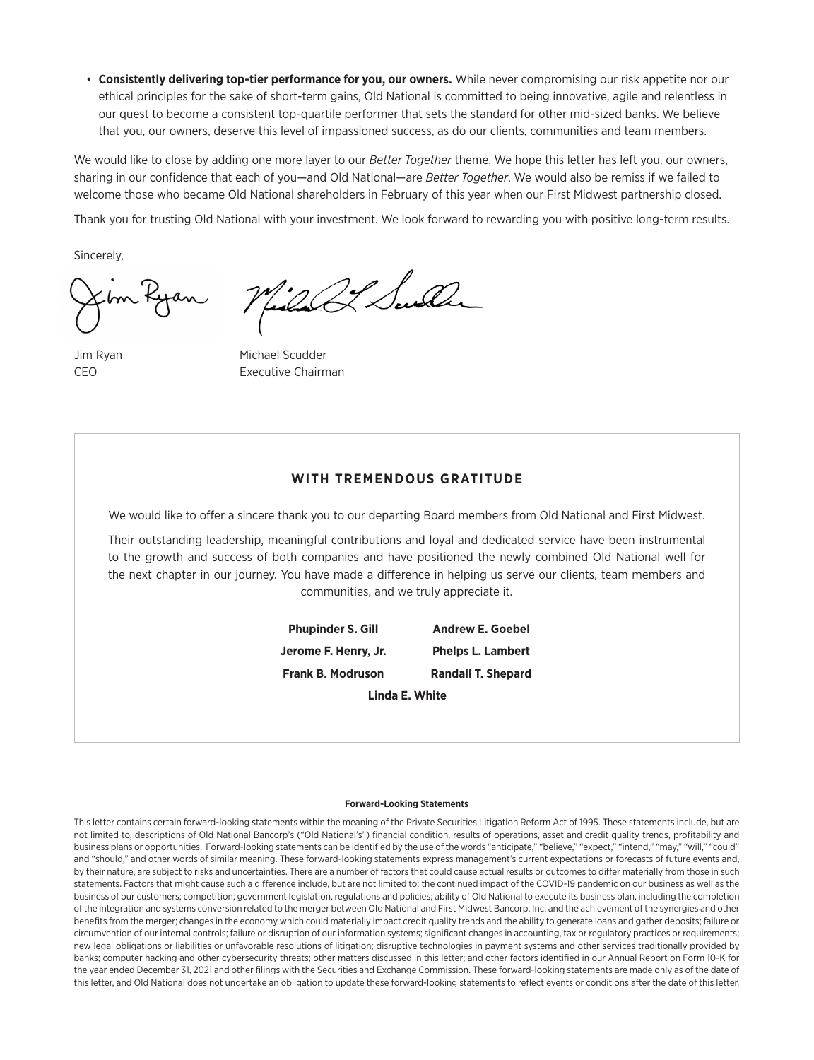- **Consistently delivering top-tier performance for you, our owners.** While never compromising our risk appetite nor our ethical principles for the sake of short-term gains, Old National is committed to being innovative, agile and relentless in our quest to become a consistent top-quartile performer that sets the standard for other mid-sized banks. We believe that you, our owners, deserve this level of impassioned success, as do our clients, communities and team members.

We would like to close by adding one more layer to our *Better Together* theme. We hope this letter has left you, our owners, sharing in our confidence that each of you—and Old National—are *Better Together*. We would also be remiss if we failed to welcome those who became Old National shareholders in February of this year when our First Midwest partnership closed.

Thank you for trusting Old National with your investment. We look forward to rewarding you with positive long-term results.

Sincerely,

Jim Ryan
CEO

Michael Scudder
Executive Chairman

## WITH TREMENDOUS GRATITUDE

We would like to offer a sincere thank you to our departing Board members from Old National and First Midwest.

Their outstanding leadership, meaningful contributions and loyal and dedicated service have been instrumental to the growth and success of both companies and have positioned the newly combined Old National well for the next chapter in our journey. You have made a difference in helping us serve our clients, team members and communities, and we truly appreciate it.

**Phupinder S. Gill** | **Andrew E. Goebel**
**Jerome F. Henry, Jr.** | **Phelps L. Lambert**
**Frank B. Modruson** | **Randall T. Shepard**
**Linda E. White**

**Forward-Looking Statements**

This letter contains certain forward-looking statements within the meaning of the Private Securities Litigation Reform Act of 1995. These statements include, but are not limited to, descriptions of Old National Bancorp's ("Old National's") financial condition, results of operations, asset and credit quality trends, profitability and business plans or opportunities. Forward-looking statements can be identified by the use of the words "anticipate," "believe," "expect," "intend," "may," "will," "could" and "should," and other words of similar meaning. These forward-looking statements express management's current expectations or forecasts of future events and, by their nature, are subject to risks and uncertainties. There are a number of factors that could cause actual results or outcomes to differ materially from those in such statements. Factors that might cause such a difference include, but are not limited to: the continued impact of the COVID-19 pandemic on our business as well as the business of our customers; competition; government legislation, regulations and policies; ability of Old National to execute its business plan, including the completion of the integration and systems conversion related to the merger between Old National and First Midwest Bancorp, Inc. and the achievement of the synergies and other benefits from the merger; changes in the economy which could materially impact credit quality trends and the ability to generate loans and gather deposits; failure or circumvention of our internal controls; failure or disruption of our information systems; significant changes in accounting, tax or regulatory practices or requirements; new legal obligations or liabilities or unfavorable resolutions of litigation; disruptive technologies in payment systems and other services traditionally provided by banks; computer hacking and other cybersecurity threats; other matters discussed in this letter; and other factors identified in our Annual Report on Form 10-K for the year ended December 31, 2021 and other filings with the Securities and Exchange Commission. These forward-looking statements are made only as of the date of this letter, and Old National does not undertake an obligation to update these forward-looking statements to reflect events or conditions after the date of this letter.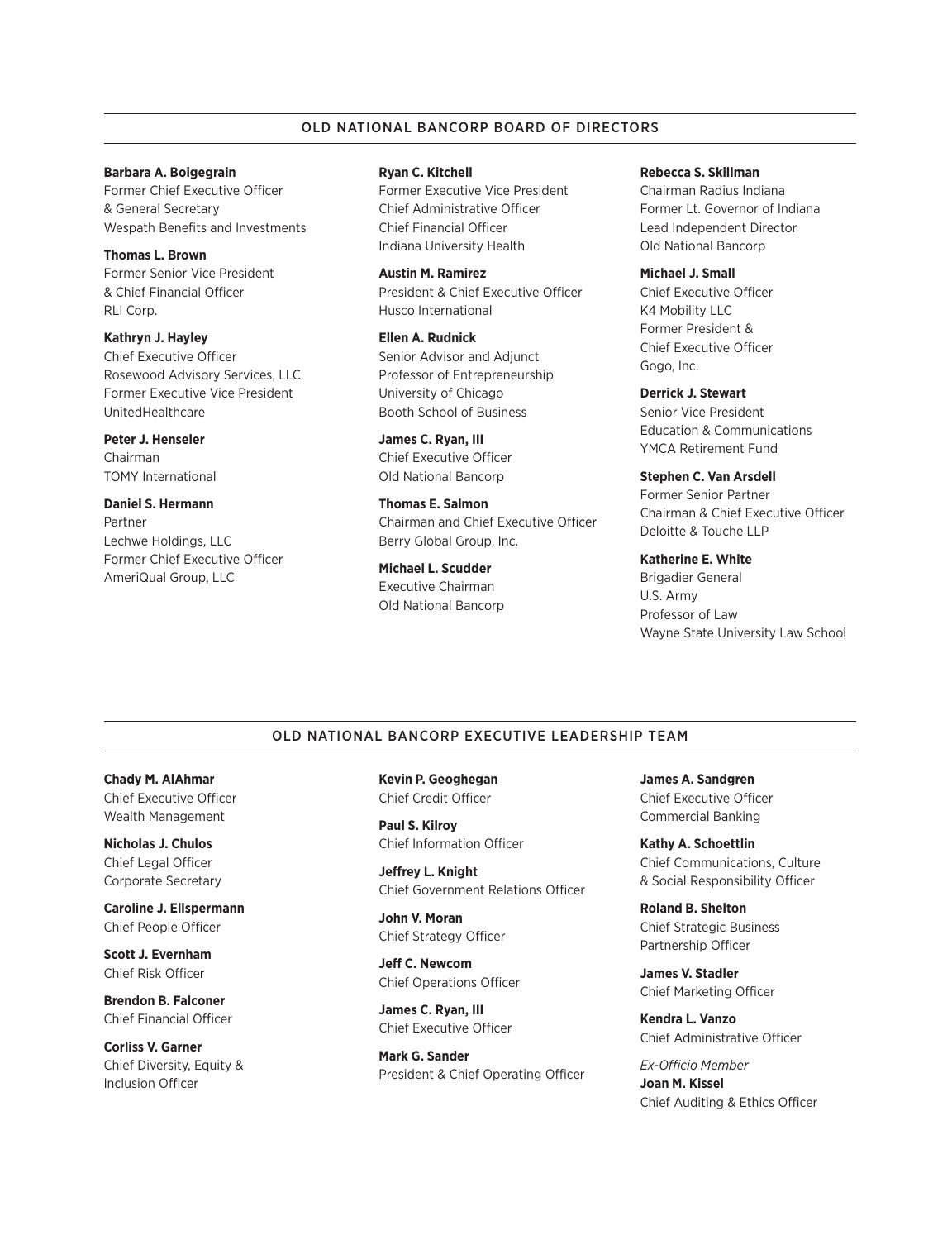## OLD NATIONAL BANCORP BOARD OF DIRECTORS

**Barbara A. Boigegrain**
Former Chief Executive Officer
& General Secretary
Wespath Benefits and Investments

**Thomas L. Brown**
Former Senior Vice President
& Chief Financial Officer
RLI Corp.

**Kathryn J. Hayley**
Chief Executive Officer
Rosewood Advisory Services, LLC
Former Executive Vice President
UnitedHealthcare

**Peter J. Henseler**
Chairman
TOMY International

**Daniel S. Hermann**
Partner
Lechwe Holdings, LLC
Former Chief Executive Officer
AmeriQual Group, LLC

**Ryan C. Kitchell**
Former Executive Vice President
Chief Administrative Officer
Chief Financial Officer
Indiana University Health

**Austin M. Ramirez**
President & Chief Executive Officer
Husco International

**Ellen A. Rudnick**
Senior Advisor and Adjunct
Professor of Entrepreneurship
University of Chicago
Booth School of Business

**James C. Ryan, III**
Chief Executive Officer
Old National Bancorp

**Thomas E. Salmon**
Chairman and Chief Executive Officer
Berry Global Group, Inc.

**Michael L. Scudder**
Executive Chairman
Old National Bancorp

**Rebecca S. Skillman**
Chairman Radius Indiana
Former Lt. Governor of Indiana
Lead Independent Director
Old National Bancorp

**Michael J. Small**
Chief Executive Officer
K4 Mobility LLC
Former President &
Chief Executive Officer
Gogo, Inc.

**Derrick J. Stewart**
Senior Vice President
Education & Communications
YMCA Retirement Fund

**Stephen C. Van Arsdell**
Former Senior Partner
Chairman & Chief Executive Officer
Deloitte & Touche LLP

**Katherine E. White**
Brigadier General
U.S. Army
Professor of Law
Wayne State University Law School

## OLD NATIONAL BANCORP EXECUTIVE LEADERSHIP TEAM

**Chady M. AlAhmar**
Chief Executive Officer
Wealth Management

**Nicholas J. Chulos**
Chief Legal Officer
Corporate Secretary

**Caroline J. Ellspermann**
Chief People Officer

**Scott J. Evernham**
Chief Risk Officer

**Brendon B. Falconer**
Chief Financial Officer

**Corliss V. Garner**
Chief Diversity, Equity &
Inclusion Officer

**Kevin P. Geoghegan**
Chief Credit Officer

**Paul S. Kilroy**
Chief Information Officer

**Jeffrey L. Knight**
Chief Government Relations Officer

**John V. Moran**
Chief Strategy Officer

**Jeff C. Newcom**
Chief Operations Officer

**James C. Ryan, III**
Chief Executive Officer

**Mark G. Sander**
President & Chief Operating Officer

**James A. Sandgren**
Chief Executive Officer
Commercial Banking

**Kathy A. Schoettlin**
Chief Communications, Culture
& Social Responsibility Officer

**Roland B. Shelton**
Chief Strategic Business
Partnership Officer

**James V. Stadler**
Chief Marketing Officer

**Kendra L. Vanzo**
Chief Administrative Officer

*Ex-Officio Member*
**Joan M. Kissel**
Chief Auditing & Ethics Officer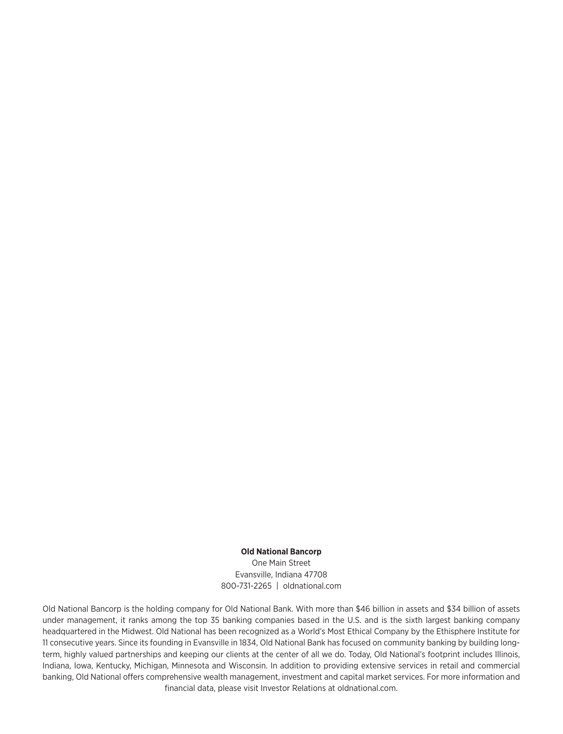**Old National Bancorp**
One Main Street
Evansville, Indiana 47708
800-731-2265 | oldnational.com

Old National Bancorp is the holding company for Old National Bank. With more than $46 billion in assets and $34 billion of assets under management, it ranks among the top 35 banking companies based in the U.S. and is the sixth largest banking company headquartered in the Midwest. Old National has been recognized as a World's Most Ethical Company by the Ethisphere Institute for 11 consecutive years. Since its founding in Evansville in 1834, Old National Bank has focused on community banking by building long-term, highly valued partnerships and keeping our clients at the center of all we do. Today, Old National's footprint includes Illinois, Indiana, Iowa, Kentucky, Michigan, Minnesota and Wisconsin. In addition to providing extensive services in retail and commercial banking, Old National offers comprehensive wealth management, investment and capital market services. For more information and financial data, please visit Investor Relations at oldnational.com.